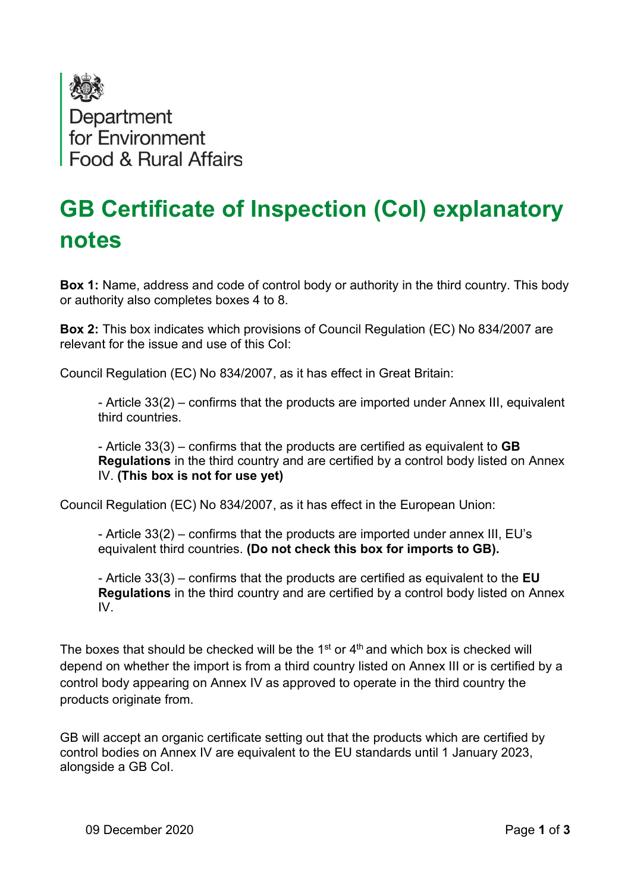Department for Environment Food & Rural Affairs

# GB Certificate of Inspection (CoI) explanatory notes

**Box 1:** Name, address and code of control body or authority in the third country. This body or authority also completes boxes 4 to 8.

**Box 2:** This box indicates which provisions of Council Regulation (EC) No 834/2007 are relevant for the issue and use of this CoI:

Council Regulation (EC) No 834/2007, as it has effect in Great Britain:

- Article 33(2) – confirms that the products are imported under Annex III, equivalent third countries.

- Article 33(3) – confirms that the products are certified as equivalent to **GB Regulations** in the third country and are certified by a control body listed on Annex IV. **(This box is not for use yet)**

Council Regulation (EC) No 834/2007, as it has effect in the European Union:

- Article 33(2) – confirms that the products are imported under annex III, EU's equivalent third countries. **(Do not check this box for imports to GB).**

- Article 33(3) – confirms that the products are certified as equivalent to the **EU Regulations** in the third country and are certified by a control body listed on Annex IV.

The boxes that should be checked will be the 1st or 4th and which box is checked will depend on whether the import is from a third country listed on Annex III or is certified by a control body appearing on Annex IV as approved to operate in the third country the products originate from.

GB will accept an organic certificate setting out that the products which are certified by control bodies on Annex IV are equivalent to the EU standards until 1 January 2023, alongside a GB CoI.

09 December 2020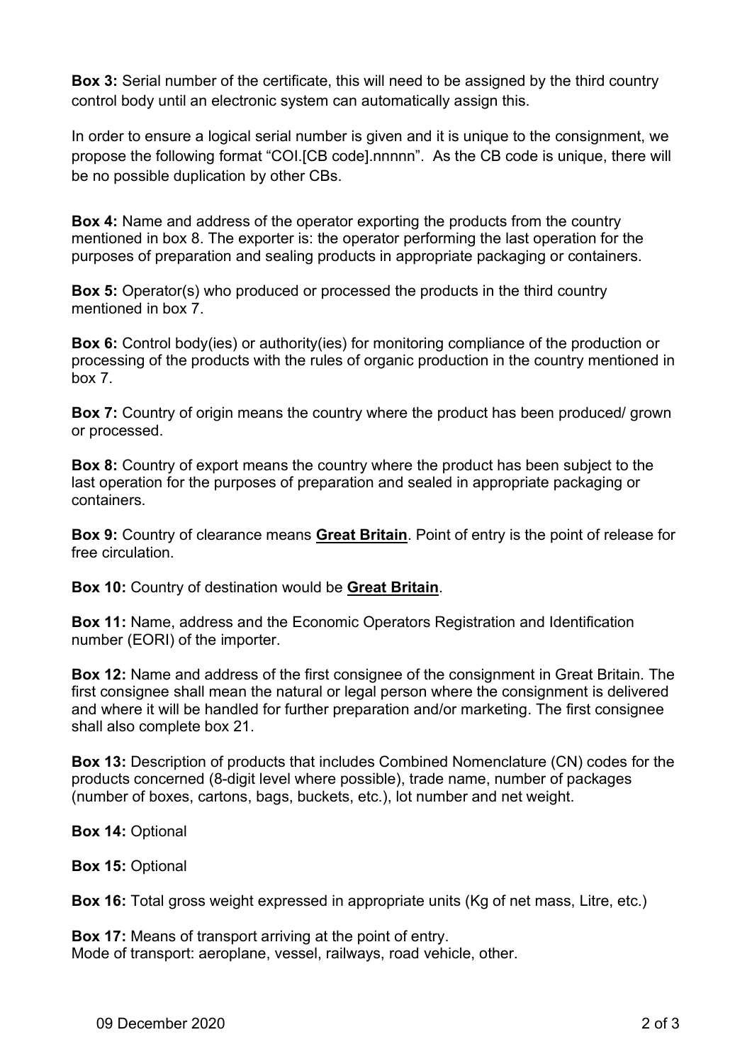**Box 3:** Serial number of the certificate, this will need to be assigned by the third country control body until an electronic system can automatically assign this.

In order to ensure a logical serial number is given and it is unique to the consignment, we propose the following format "COI.[CB code].nnnnn". As the CB code is unique, there will be no possible duplication by other CBs.

**Box 4:** Name and address of the operator exporting the products from the country mentioned in box 8. The exporter is: the operator performing the last operation for the purposes of preparation and sealing products in appropriate packaging or containers.

**Box 5:** Operator(s) who produced or processed the products in the third country mentioned in box 7.

**Box 6:** Control body(ies) or authority(ies) for monitoring compliance of the production or processing of the products with the rules of organic production in the country mentioned in box 7.

**Box 7:** Country of origin means the country where the product has been produced/ grown or processed.

**Box 8:** Country of export means the country where the product has been subject to the last operation for the purposes of preparation and sealed in appropriate packaging or containers.

**Box 9:** Country of clearance means **Great Britain**. Point of entry is the point of release for free circulation.

**Box 10:** Country of destination would be **Great Britain**.

**Box 11:** Name, address and the Economic Operators Registration and Identification number (EORI) of the importer.

**Box 12:** Name and address of the first consignee of the consignment in Great Britain. The first consignee shall mean the natural or legal person where the consignment is delivered and where it will be handled for further preparation and/or marketing. The first consignee shall also complete box 21.

**Box 13:** Description of products that includes Combined Nomenclature (CN) codes for the products concerned (8-digit level where possible), trade name, number of packages (number of boxes, cartons, bags, buckets, etc.), lot number and net weight.

**Box 14:** Optional

**Box 15:** Optional

**Box 16:** Total gross weight expressed in appropriate units (Kg of net mass, Litre, etc.)

**Box 17:** Means of transport arriving at the point of entry.
Mode of transport: aeroplane, vessel, railways, road vehicle, other.

09 December 2020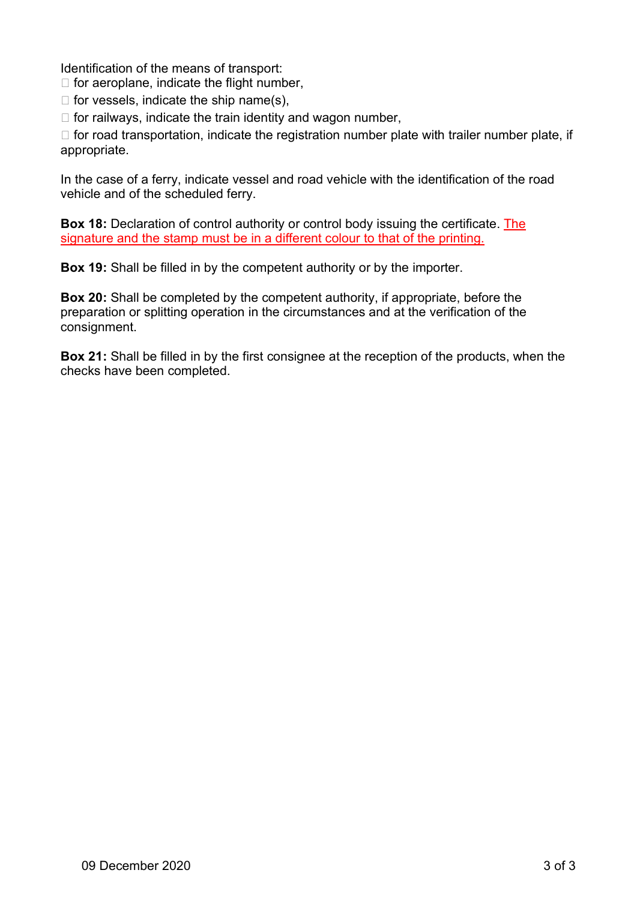Identification of the means of transport:

- for aeroplane, indicate the flight number,
- for vessels, indicate the ship name(s),
- for railways, indicate the train identity and wagon number,
- for road transportation, indicate the registration number plate with trailer number plate, if appropriate.

In the case of a ferry, indicate vessel and road vehicle with the identification of the road vehicle and of the scheduled ferry.

**Box 18:** Declaration of control authority or control body issuing the certificate. The signature and the stamp must be in a different colour to that of the printing.

**Box 19:** Shall be filled in by the competent authority or by the importer.

**Box 20:** Shall be completed by the competent authority, if appropriate, before the preparation or splitting operation in the circumstances and at the verification of the consignment.

**Box 21:** Shall be filled in by the first consignee at the reception of the products, when the checks have been completed.